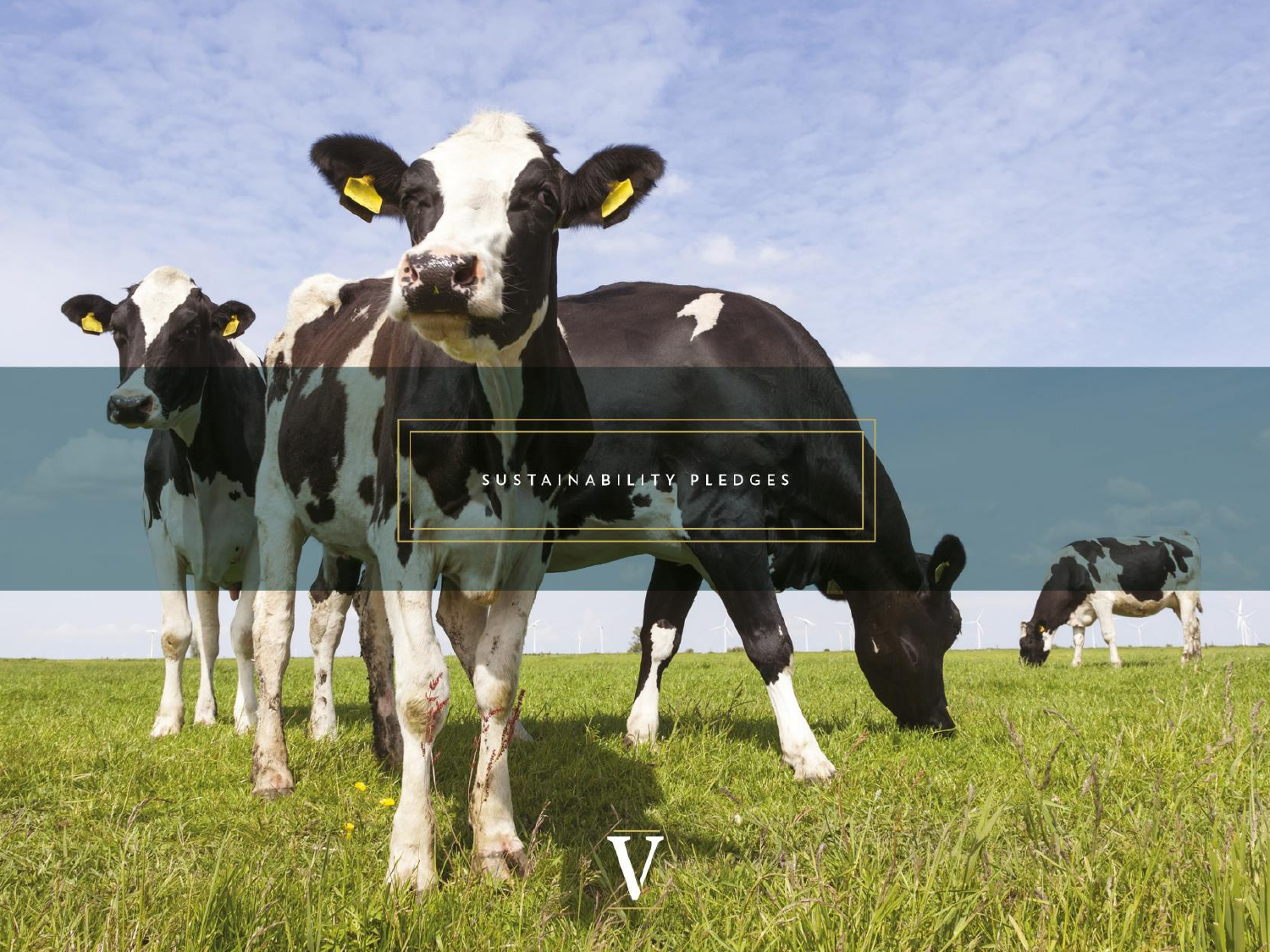# SUSTAINABILITY PLEDGES

V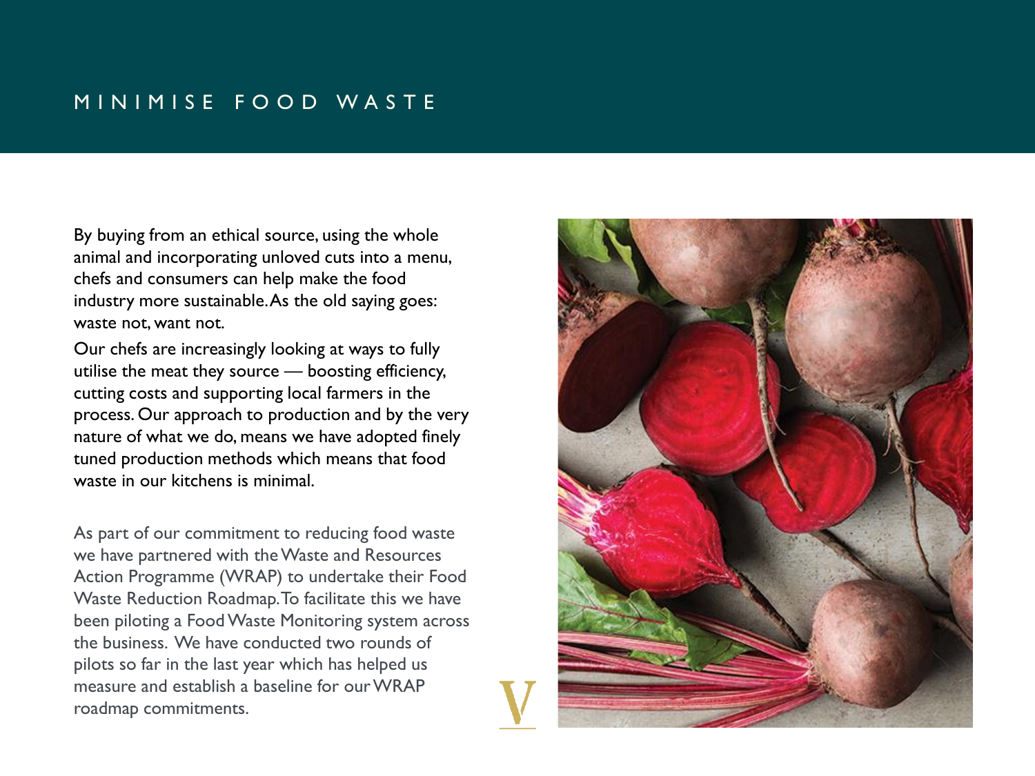# MINIMISE FOOD WASTE

By buying from an ethical source, using the whole animal and incorporating unloved cuts into a menu, chefs and consumers can help make the food industry more sustainable. As the old saying goes: waste not, want not.

Our chefs are increasingly looking at ways to fully utilise the meat they source — boosting efficiency, cutting costs and supporting local farmers in the process. Our approach to production and by the very nature of what we do, means we have adopted finely tuned production methods which means that food waste in our kitchens is minimal.

As part of our commitment to reducing food waste we have partnered with the Waste and Resources Action Programme (WRAP) to undertake their Food Waste Reduction Roadmap. To facilitate this we have been piloting a Food Waste Monitoring system across the business. We have conducted two rounds of pilots so far in the last year which has helped us measure and establish a baseline for our WRAP roadmap commitments.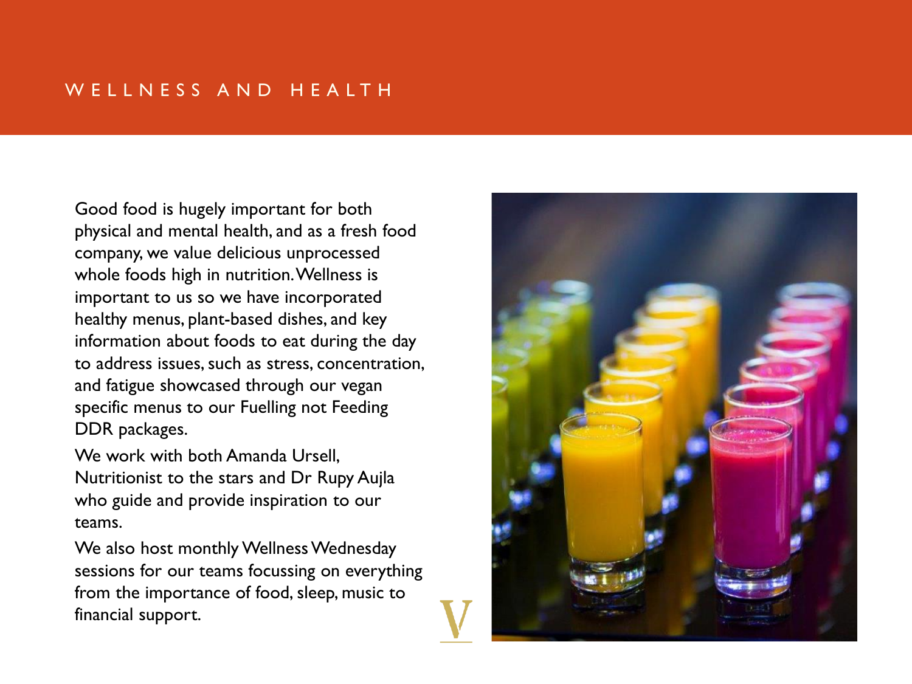# WELLNESS AND HEALTH

Good food is hugely important for both physical and mental health, and as a fresh food company, we value delicious unprocessed whole foods high in nutrition. Wellness is important to us so we have incorporated healthy menus, plant-based dishes, and key information about foods to eat during the day to address issues, such as stress, concentration, and fatigue showcased through our vegan specific menus to our Fuelling not Feeding DDR packages.

We work with both Amanda Ursell, Nutritionist to the stars and Dr Rupy Aujla who guide and provide inspiration to our teams.

We also host monthly Wellness Wednesday sessions for our teams focussing on everything from the importance of food, sleep, music to financial support.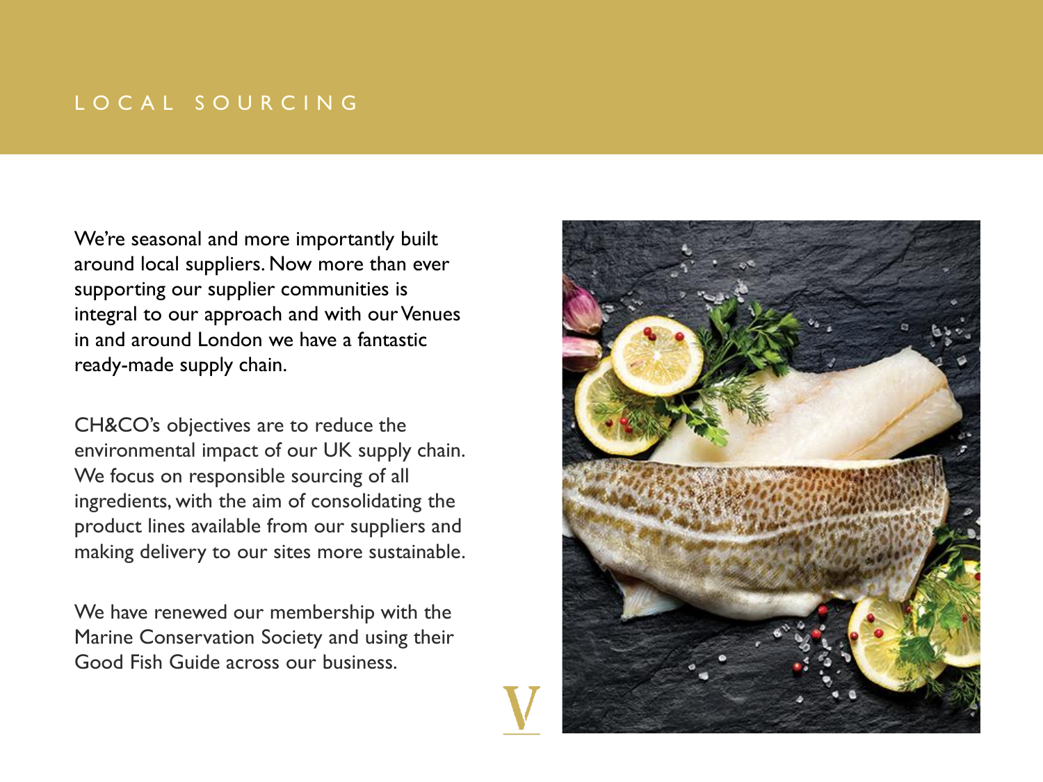# LOCAL SOURCING

We're seasonal and more importantly built around local suppliers. Now more than ever supporting our supplier communities is integral to our approach and with our Venues in and around London we have a fantastic ready-made supply chain.

CH&CO's objectives are to reduce the environmental impact of our UK supply chain. We focus on responsible sourcing of all ingredients, with the aim of consolidating the product lines available from our suppliers and making delivery to our sites more sustainable.

We have renewed our membership with the Marine Conservation Society and using their Good Fish Guide across our business.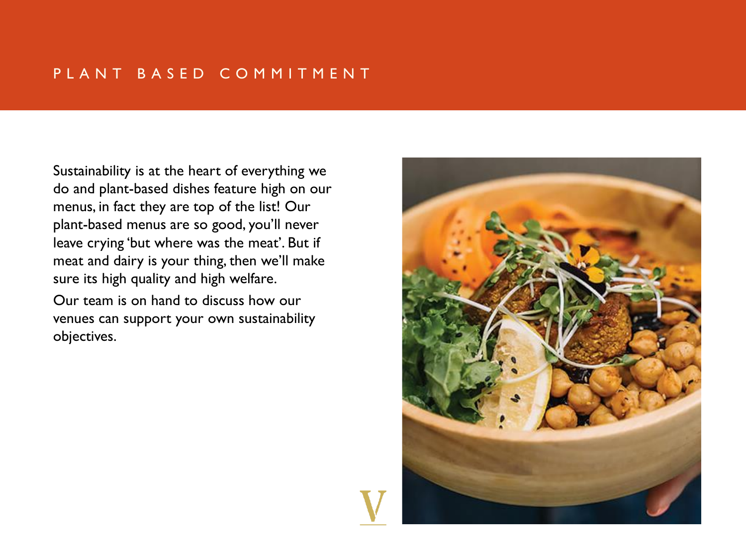# PLANT BASED COMMITMENT

Sustainability is at the heart of everything we do and plant-based dishes feature high on our menus, in fact they are top of the list! Our plant-based menus are so good, you'll never leave crying 'but where was the meat'. But if meat and dairy is your thing, then we'll make sure its high quality and high welfare.

Our team is on hand to discuss how our venues can support your own sustainability objectives.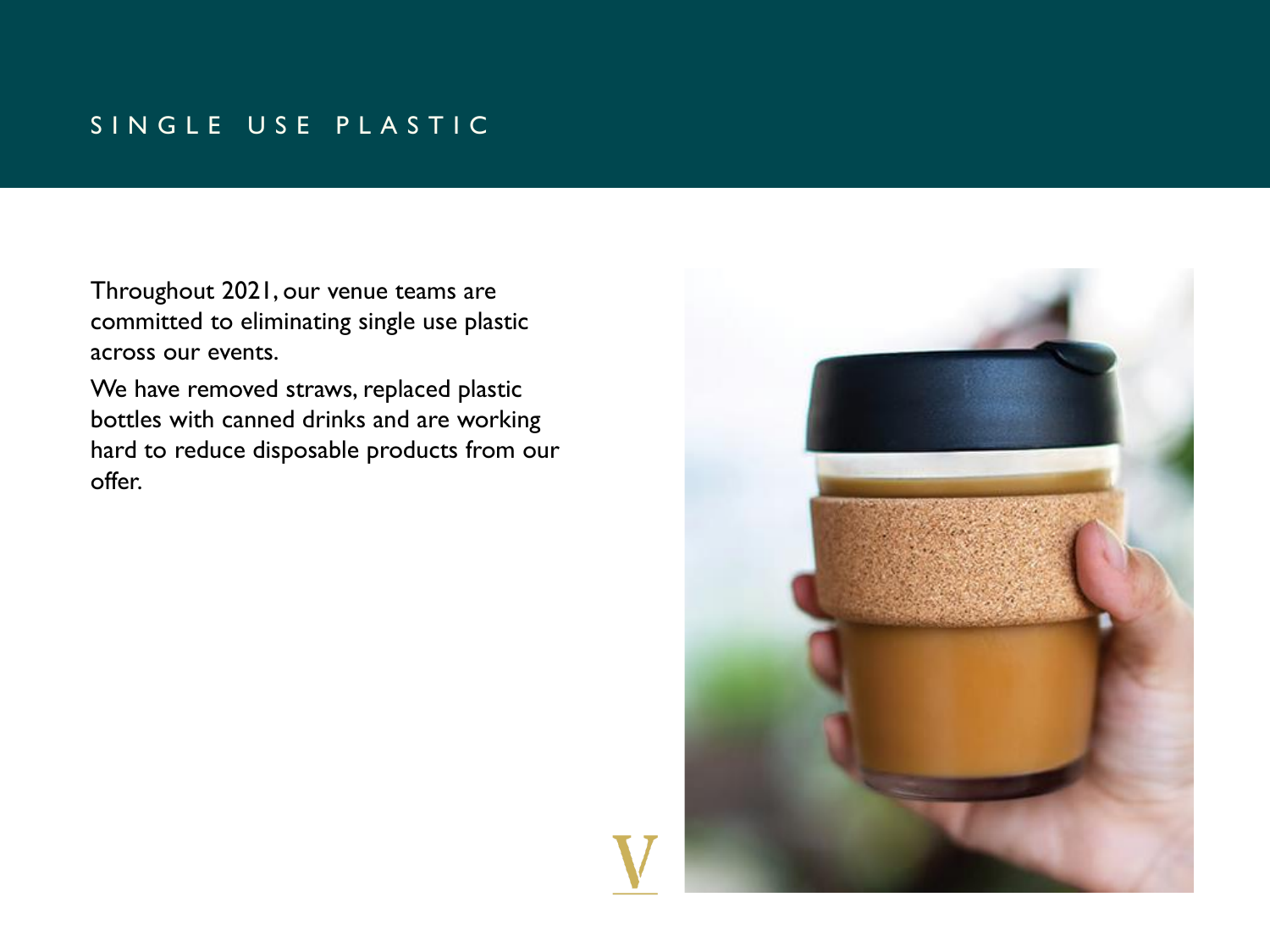# SINGLE USE PLASTIC

Throughout 2021, our venue teams are committed to eliminating single use plastic across our events.

We have removed straws, replaced plastic bottles with canned drinks and are working hard to reduce disposable products from our offer.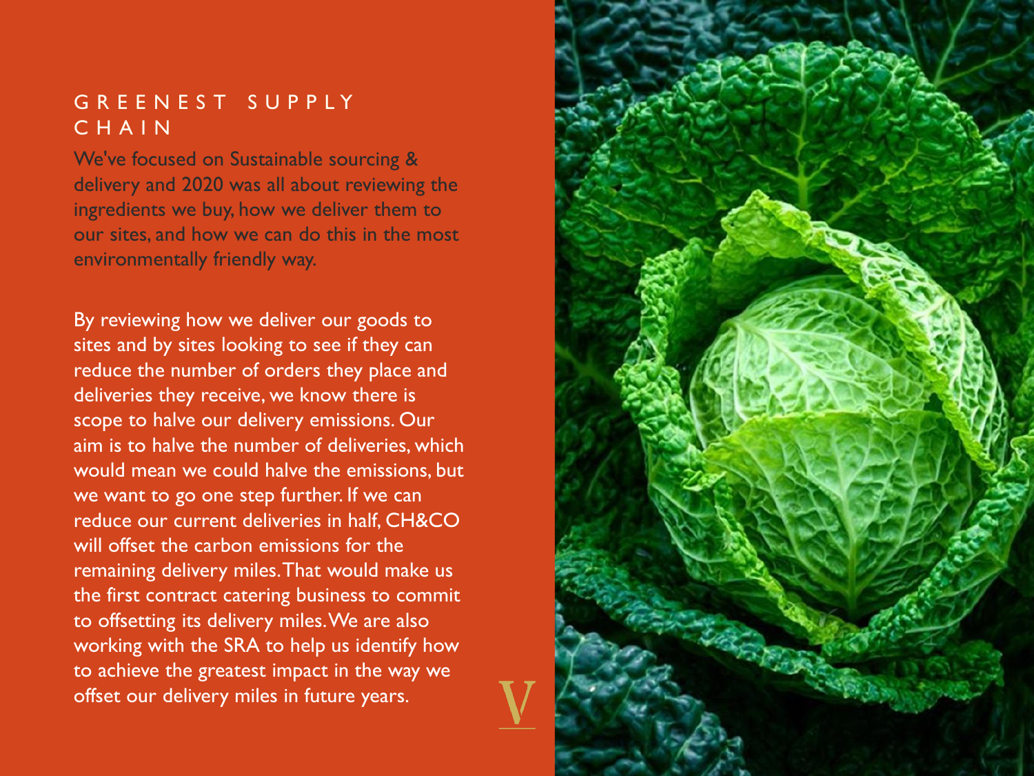## GREENEST SUPPLY CHAIN

We've focused on Sustainable sourcing & delivery and 2020 was all about reviewing the ingredients we buy, how we deliver them to our sites, and how we can do this in the most environmentally friendly way.

By reviewing how we deliver our goods to sites and by sites looking to see if they can reduce the number of orders they place and deliveries they receive, we know there is scope to halve our delivery emissions. Our aim is to halve the number of deliveries, which would mean we could halve the emissions, but we want to go one step further. If we can reduce our current deliveries in half, CH&CO will offset the carbon emissions for the remaining delivery miles. That would make us the first contract catering business to commit to offsetting its delivery miles. We are also working with the SRA to help us identify how to achieve the greatest impact in the way we offset our delivery miles in future years.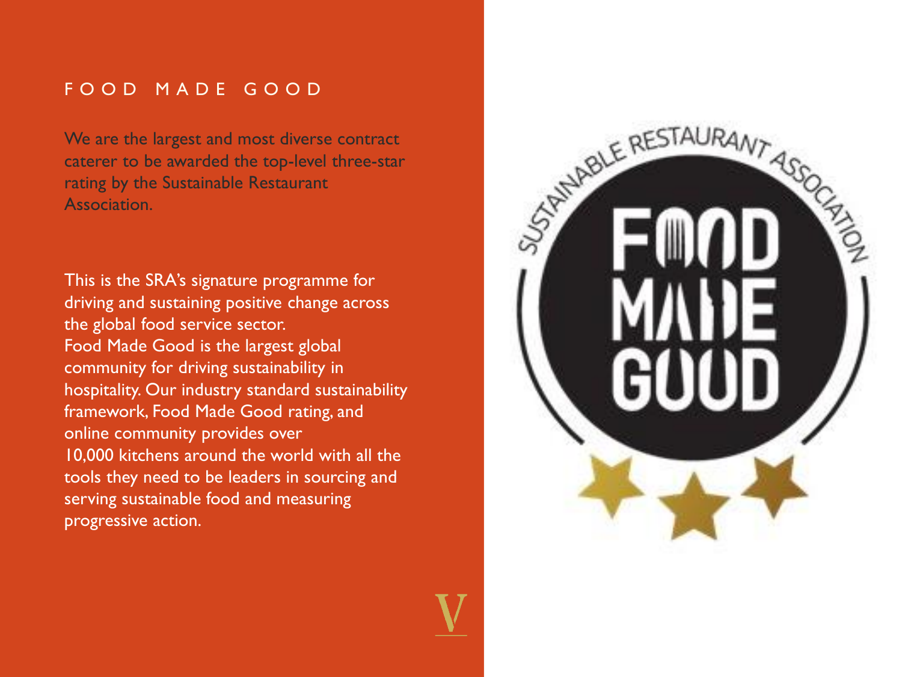# FOOD MADE GOOD

We are the largest and most diverse contract caterer to be awarded the top-level three-star rating by the Sustainable Restaurant Association.

This is the SRA's signature programme for driving and sustaining positive change across the global food service sector.
Food Made Good is the largest global community for driving sustainability in hospitality. Our industry standard sustainability framework, Food Made Good rating, and online community provides over 10,000 kitchens around the world with all the tools they need to be leaders in sourcing and serving sustainable food and measuring progressive action.

SUSTAINABLE RESTAURANT ASSOCIATION

FOOD MADE GOOD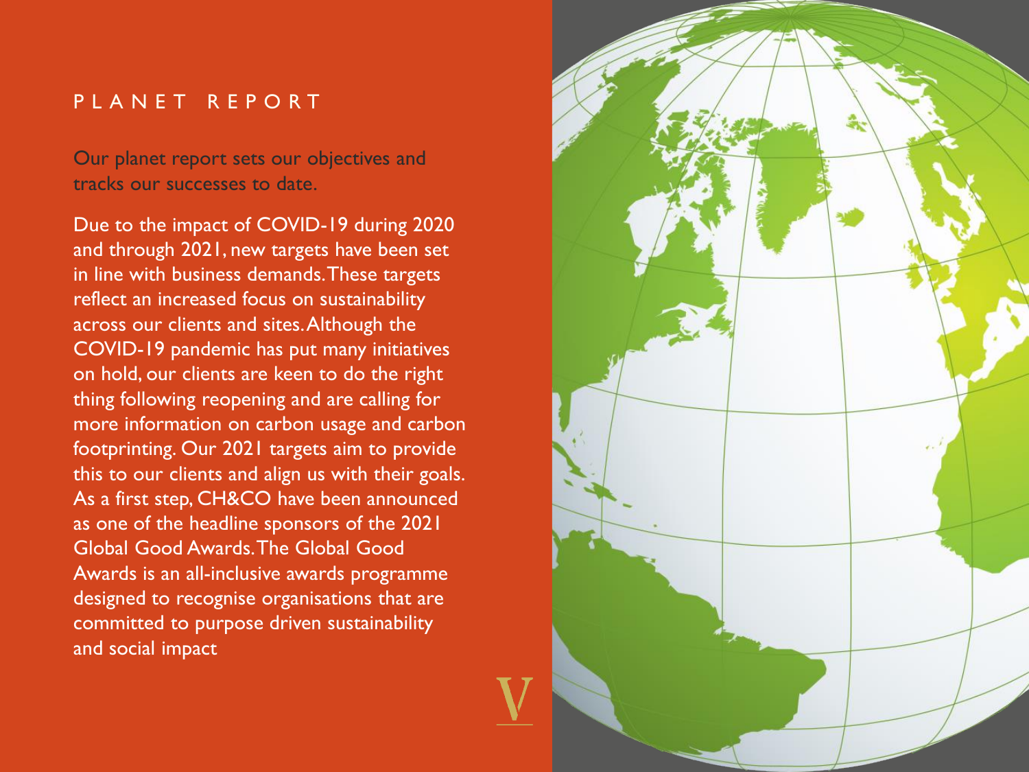# PLANET REPORT

Our planet report sets our objectives and tracks our successes to date.

Due to the impact of COVID-19 during 2020 and through 2021, new targets have been set in line with business demands. These targets reflect an increased focus on sustainability across our clients and sites. Although the COVID-19 pandemic has put many initiatives on hold, our clients are keen to do the right thing following reopening and are calling for more information on carbon usage and carbon footprinting. Our 2021 targets aim to provide this to our clients and align us with their goals. As a first step, CH&CO have been announced as one of the headline sponsors of the 2021 Global Good Awards. The Global Good Awards is an all-inclusive awards programme designed to recognise organisations that are committed to purpose driven sustainability and social impact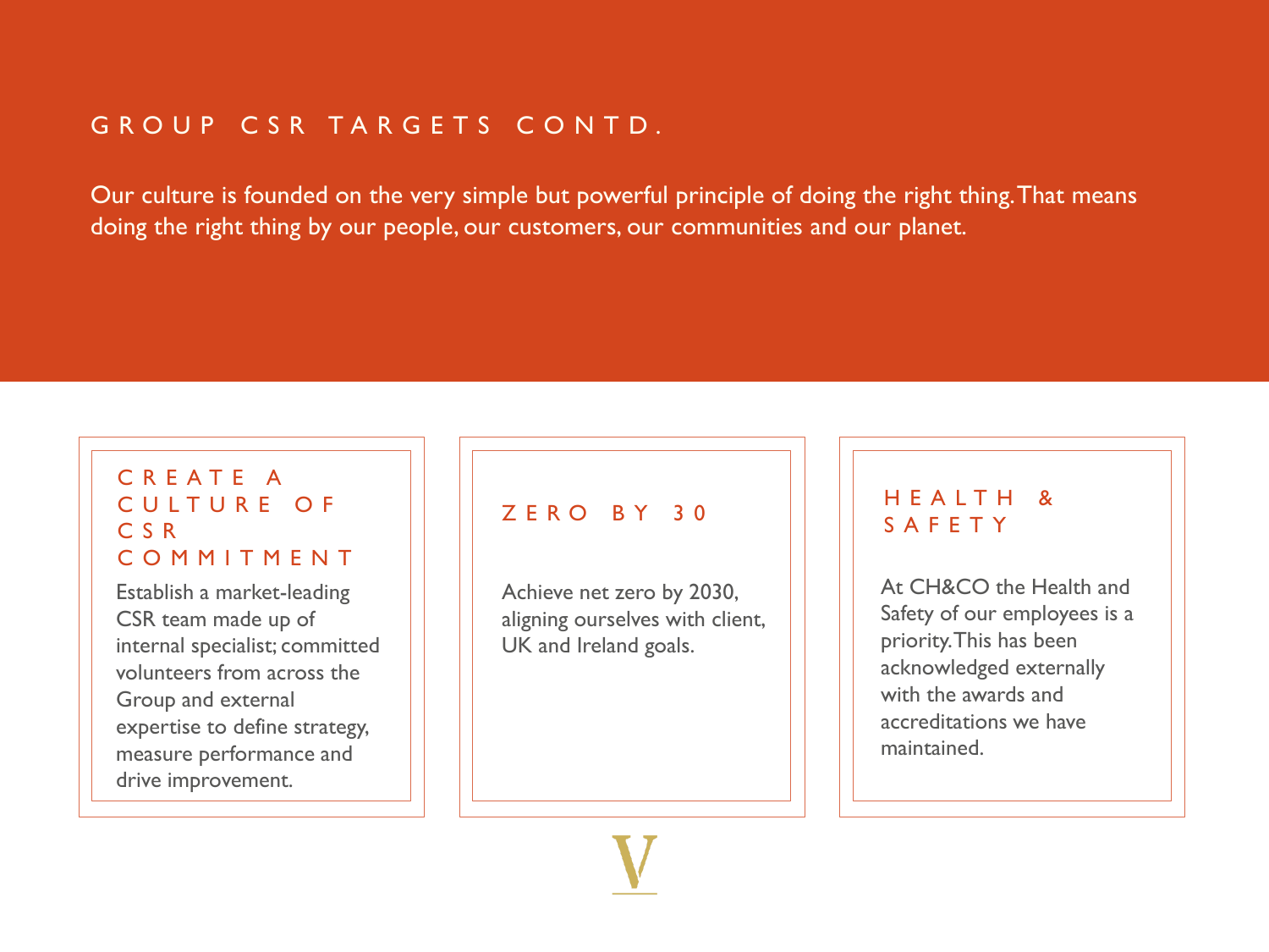## GROUP CSR TARGETS CONTD.

Our culture is founded on the very simple but powerful principle of doing the right thing. That means doing the right thing by our people, our customers, our communities and our planet.

### CREATE A CULTURE OF CSR COMMITMENT

Establish a market-leading CSR team made up of internal specialist; committed volunteers from across the Group and external expertise to define strategy, measure performance and drive improvement.

### ZERO BY 30

Achieve net zero by 2030, aligning ourselves with client, UK and Ireland goals.

### HEALTH & SAFETY

At CH&CO the Health and Safety of our employees is a priority. This has been acknowledged externally with the awards and accreditations we have maintained.